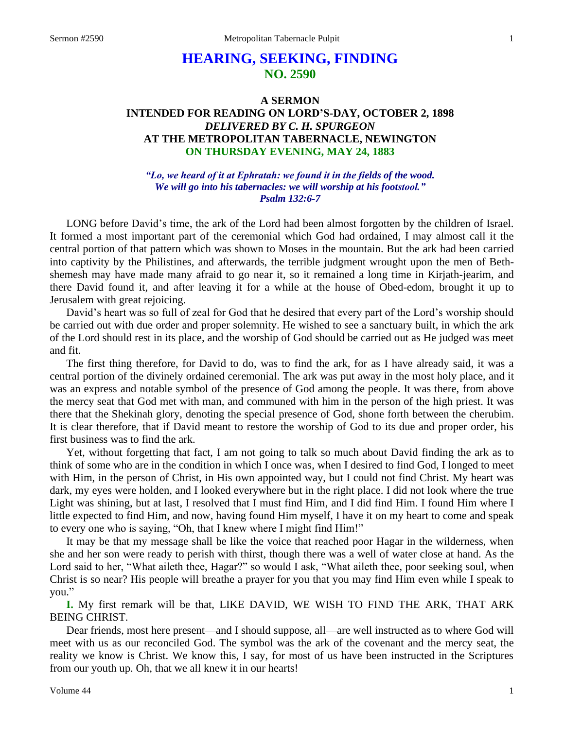# HEARING, SEEKING, FINDING
## NO. 2590

### A SERMON
### INTENDED FOR READING ON LORD'S-DAY, OCTOBER 2, 1898
### *DELIVERED BY C. H. SPURGEON*
### AT THE METROPOLITAN TABERNACLE, NEWINGTON
### ON THURSDAY EVENING, MAY 24, 1883

***"Lo, we heard of it at Ephratah: we found it in the fields of the wood. We will go into his tabernacles: we will worship at his footstool." Psalm 132:6-7***

LONG before David's time, the ark of the Lord had been almost forgotten by the children of Israel. It formed a most important part of the ceremonial which God had ordained, I may almost call it the central portion of that pattern which was shown to Moses in the mountain. But the ark had been carried into captivity by the Philistines, and afterwards, the terrible judgment wrought upon the men of Beth-shemesh may have made many afraid to go near it, so it remained a long time in Kirjath-jearim, and there David found it, and after leaving it for a while at the house of Obed-edom, brought it up to Jerusalem with great rejoicing.

David's heart was so full of zeal for God that he desired that every part of the Lord's worship should be carried out with due order and proper solemnity. He wished to see a sanctuary built, in which the ark of the Lord should rest in its place, and the worship of God should be carried out as He judged was meet and fit.

The first thing therefore, for David to do, was to find the ark, for as I have already said, it was a central portion of the divinely ordained ceremonial. The ark was put away in the most holy place, and it was an express and notable symbol of the presence of God among the people. It was there, from above the mercy seat that God met with man, and communed with him in the person of the high priest. It was there that the Shekinah glory, denoting the special presence of God, shone forth between the cherubim. It is clear therefore, that if David meant to restore the worship of God to its due and proper order, his first business was to find the ark.

Yet, without forgetting that fact, I am not going to talk so much about David finding the ark as to think of some who are in the condition in which I once was, when I desired to find God, I longed to meet with Him, in the person of Christ, in His own appointed way, but I could not find Christ. My heart was dark, my eyes were holden, and I looked everywhere but in the right place. I did not look where the true Light was shining, but at last, I resolved that I must find Him, and I did find Him. I found Him where I little expected to find Him, and now, having found Him myself, I have it on my heart to come and speak to every one who is saying, "Oh, that I knew where I might find Him!"

It may be that my message shall be like the voice that reached poor Hagar in the wilderness, when she and her son were ready to perish with thirst, though there was a well of water close at hand. As the Lord said to her, "What aileth thee, Hagar?" so would I ask, "What aileth thee, poor seeking soul, when Christ is so near? His people will breathe a prayer for you that you may find Him even while I speak to you."

**I.** My first remark will be that, LIKE DAVID, WE WISH TO FIND THE ARK, THAT ARK BEING CHRIST.

Dear friends, most here present—and I should suppose, all—are well instructed as to where God will meet with us as our reconciled God. The symbol was the ark of the covenant and the mercy seat, the reality we know is Christ. We know this, I say, for most of us have been instructed in the Scriptures from our youth up. Oh, that we all knew it in our hearts!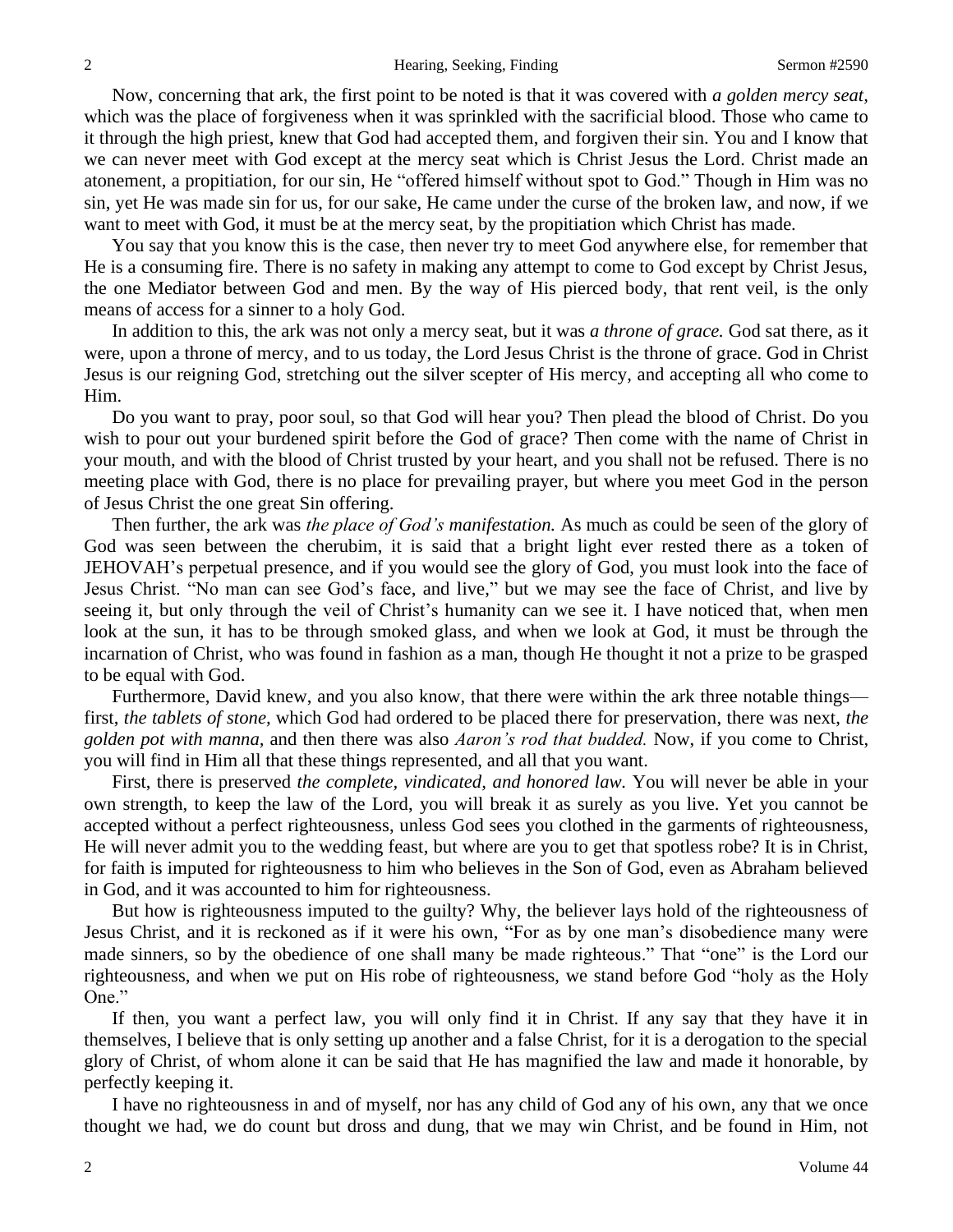Now, concerning that ark, the first point to be noted is that it was covered with *a golden mercy seat*, which was the place of forgiveness when it was sprinkled with the sacrificial blood. Those who came to it through the high priest, knew that God had accepted them, and forgiven their sin. You and I know that we can never meet with God except at the mercy seat which is Christ Jesus the Lord. Christ made an atonement, a propitiation, for our sin, He "offered himself without spot to God." Though in Him was no sin, yet He was made sin for us, for our sake, He came under the curse of the broken law, and now, if we want to meet with God, it must be at the mercy seat, by the propitiation which Christ has made.

You say that you know this is the case, then never try to meet God anywhere else, for remember that He is a consuming fire. There is no safety in making any attempt to come to God except by Christ Jesus, the one Mediator between God and men. By the way of His pierced body, that rent veil, is the only means of access for a sinner to a holy God.

In addition to this, the ark was not only a mercy seat, but it was *a throne of grace.* God sat there, as it were, upon a throne of mercy, and to us today, the Lord Jesus Christ is the throne of grace. God in Christ Jesus is our reigning God, stretching out the silver scepter of His mercy, and accepting all who come to Him.

Do you want to pray, poor soul, so that God will hear you? Then plead the blood of Christ. Do you wish to pour out your burdened spirit before the God of grace? Then come with the name of Christ in your mouth, and with the blood of Christ trusted by your heart, and you shall not be refused. There is no meeting place with God, there is no place for prevailing prayer, but where you meet God in the person of Jesus Christ the one great Sin offering.

Then further, the ark was *the place of God's manifestation.* As much as could be seen of the glory of God was seen between the cherubim, it is said that a bright light ever rested there as a token of JEHOVAH's perpetual presence, and if you would see the glory of God, you must look into the face of Jesus Christ. "No man can see God's face, and live," but we may see the face of Christ, and live by seeing it, but only through the veil of Christ's humanity can we see it. I have noticed that, when men look at the sun, it has to be through smoked glass, and when we look at God, it must be through the incarnation of Christ, who was found in fashion as a man, though He thought it not a prize to be grasped to be equal with God.

Furthermore, David knew, and you also know, that there were within the ark three notable things—first, *the tablets of stone,* which God had ordered to be placed there for preservation, there was next, *the golden pot with manna,* and then there was also *Aaron's rod that budded.* Now, if you come to Christ, you will find in Him all that these things represented, and all that you want.

First, there is preserved *the complete, vindicated, and honored law.* You will never be able in your own strength, to keep the law of the Lord, you will break it as surely as you live. Yet you cannot be accepted without a perfect righteousness, unless God sees you clothed in the garments of righteousness, He will never admit you to the wedding feast, but where are you to get that spotless robe? It is in Christ, for faith is imputed for righteousness to him who believes in the Son of God, even as Abraham believed in God, and it was accounted to him for righteousness.

But how is righteousness imputed to the guilty? Why, the believer lays hold of the righteousness of Jesus Christ, and it is reckoned as if it were his own, "For as by one man's disobedience many were made sinners, so by the obedience of one shall many be made righteous." That "one" is the Lord our righteousness, and when we put on His robe of righteousness, we stand before God "holy as the Holy One."

If then, you want a perfect law, you will only find it in Christ. If any say that they have it in themselves, I believe that is only setting up another and a false Christ, for it is a derogation to the special glory of Christ, of whom alone it can be said that He has magnified the law and made it honorable, by perfectly keeping it.

I have no righteousness in and of myself, nor has any child of God any of his own, any that we once thought we had, we do count but dross and dung, that we may win Christ, and be found in Him, not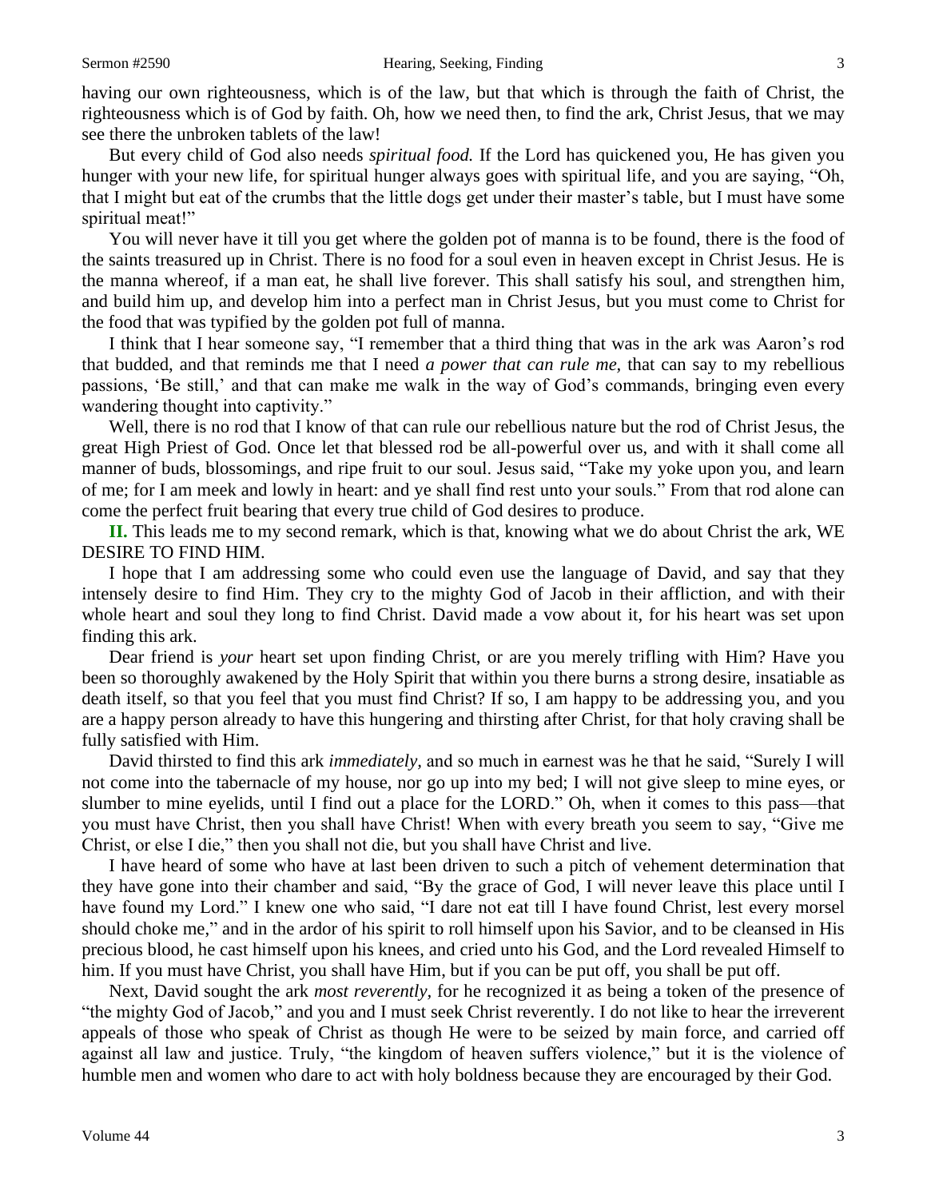having our own righteousness, which is of the law, but that which is through the faith of Christ, the righteousness which is of God by faith. Oh, how we need then, to find the ark, Christ Jesus, that we may see there the unbroken tablets of the law!

But every child of God also needs *spiritual food.* If the Lord has quickened you, He has given you hunger with your new life, for spiritual hunger always goes with spiritual life, and you are saying, "Oh, that I might but eat of the crumbs that the little dogs get under their master's table, but I must have some spiritual meat!"

You will never have it till you get where the golden pot of manna is to be found, there is the food of the saints treasured up in Christ. There is no food for a soul even in heaven except in Christ Jesus. He is the manna whereof, if a man eat, he shall live forever. This shall satisfy his soul, and strengthen him, and build him up, and develop him into a perfect man in Christ Jesus, but you must come to Christ for the food that was typified by the golden pot full of manna.

I think that I hear someone say, "I remember that a third thing that was in the ark was Aaron's rod that budded, and that reminds me that I need *a power that can rule me,* that can say to my rebellious passions, 'Be still,' and that can make me walk in the way of God's commands, bringing even every wandering thought into captivity."

Well, there is no rod that I know of that can rule our rebellious nature but the rod of Christ Jesus, the great High Priest of God. Once let that blessed rod be all-powerful over us, and with it shall come all manner of buds, blossomings, and ripe fruit to our soul. Jesus said, "Take my yoke upon you, and learn of me; for I am meek and lowly in heart: and ye shall find rest unto your souls." From that rod alone can come the perfect fruit bearing that every true child of God desires to produce.

**II.** This leads me to my second remark, which is that, knowing what we do about Christ the ark, WE DESIRE TO FIND HIM.

I hope that I am addressing some who could even use the language of David, and say that they intensely desire to find Him. They cry to the mighty God of Jacob in their affliction, and with their whole heart and soul they long to find Christ. David made a vow about it, for his heart was set upon finding this ark.

Dear friend is *your* heart set upon finding Christ, or are you merely trifling with Him? Have you been so thoroughly awakened by the Holy Spirit that within you there burns a strong desire, insatiable as death itself, so that you feel that you must find Christ? If so, I am happy to be addressing you, and you are a happy person already to have this hungering and thirsting after Christ, for that holy craving shall be fully satisfied with Him.

David thirsted to find this ark *immediately,* and so much in earnest was he that he said, "Surely I will not come into the tabernacle of my house, nor go up into my bed; I will not give sleep to mine eyes, or slumber to mine eyelids, until I find out a place for the LORD." Oh, when it comes to this pass—that you must have Christ, then you shall have Christ! When with every breath you seem to say, "Give me Christ, or else I die," then you shall not die, but you shall have Christ and live.

I have heard of some who have at last been driven to such a pitch of vehement determination that they have gone into their chamber and said, "By the grace of God, I will never leave this place until I have found my Lord." I knew one who said, "I dare not eat till I have found Christ, lest every morsel should choke me," and in the ardor of his spirit to roll himself upon his Savior, and to be cleansed in His precious blood, he cast himself upon his knees, and cried unto his God, and the Lord revealed Himself to him. If you must have Christ, you shall have Him, but if you can be put off, you shall be put off.

Next, David sought the ark *most reverently,* for he recognized it as being a token of the presence of "the mighty God of Jacob," and you and I must seek Christ reverently. I do not like to hear the irreverent appeals of those who speak of Christ as though He were to be seized by main force, and carried off against all law and justice. Truly, "the kingdom of heaven suffers violence," but it is the violence of humble men and women who dare to act with holy boldness because they are encouraged by their God.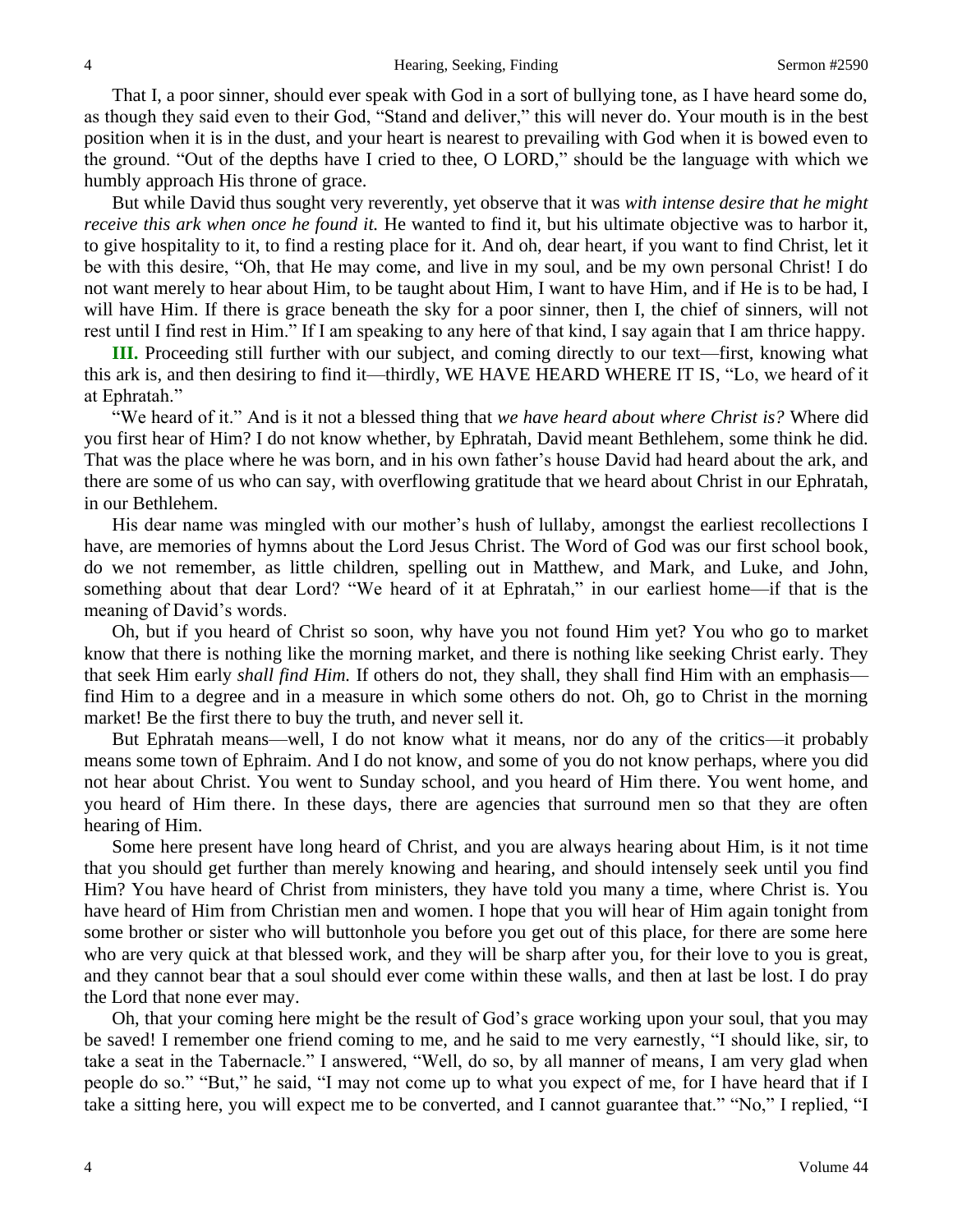That I, a poor sinner, should ever speak with God in a sort of bullying tone, as I have heard some do, as though they said even to their God, "Stand and deliver," this will never do. Your mouth is in the best position when it is in the dust, and your heart is nearest to prevailing with God when it is bowed even to the ground. "Out of the depths have I cried to thee, O LORD," should be the language with which we humbly approach His throne of grace.

But while David thus sought very reverently, yet observe that it was *with intense desire that he might receive this ark when once he found it.* He wanted to find it, but his ultimate objective was to harbor it, to give hospitality to it, to find a resting place for it. And oh, dear heart, if you want to find Christ, let it be with this desire, "Oh, that He may come, and live in my soul, and be my own personal Christ! I do not want merely to hear about Him, to be taught about Him, I want to have Him, and if He is to be had, I will have Him. If there is grace beneath the sky for a poor sinner, then I, the chief of sinners, will not rest until I find rest in Him." If I am speaking to any here of that kind, I say again that I am thrice happy.

**III.** Proceeding still further with our subject, and coming directly to our text—first, knowing what this ark is, and then desiring to find it—thirdly, WE HAVE HEARD WHERE IT IS, "Lo, we heard of it at Ephratah."

"We heard of it." And is it not a blessed thing that *we have heard about where Christ is?* Where did you first hear of Him? I do not know whether, by Ephratah, David meant Bethlehem, some think he did. That was the place where he was born, and in his own father's house David had heard about the ark, and there are some of us who can say, with overflowing gratitude that we heard about Christ in our Ephratah, in our Bethlehem.

His dear name was mingled with our mother's hush of lullaby, amongst the earliest recollections I have, are memories of hymns about the Lord Jesus Christ. The Word of God was our first school book, do we not remember, as little children, spelling out in Matthew, and Mark, and Luke, and John, something about that dear Lord? "We heard of it at Ephratah," in our earliest home—if that is the meaning of David's words.

Oh, but if you heard of Christ so soon, why have you not found Him yet? You who go to market know that there is nothing like the morning market, and there is nothing like seeking Christ early. They that seek Him early *shall find Him.* If others do not, they shall, they shall find Him with an emphasis—find Him to a degree and in a measure in which some others do not. Oh, go to Christ in the morning market! Be the first there to buy the truth, and never sell it.

But Ephratah means—well, I do not know what it means, nor do any of the critics—it probably means some town of Ephraim. And I do not know, and some of you do not know perhaps, where you did not hear about Christ. You went to Sunday school, and you heard of Him there. You went home, and you heard of Him there. In these days, there are agencies that surround men so that they are often hearing of Him.

Some here present have long heard of Christ, and you are always hearing about Him, is it not time that you should get further than merely knowing and hearing, and should intensely seek until you find Him? You have heard of Christ from ministers, they have told you many a time, where Christ is. You have heard of Him from Christian men and women. I hope that you will hear of Him again tonight from some brother or sister who will buttonhole you before you get out of this place, for there are some here who are very quick at that blessed work, and they will be sharp after you, for their love to you is great, and they cannot bear that a soul should ever come within these walls, and then at last be lost. I do pray the Lord that none ever may.

Oh, that your coming here might be the result of God's grace working upon your soul, that you may be saved! I remember one friend coming to me, and he said to me very earnestly, "I should like, sir, to take a seat in the Tabernacle." I answered, "Well, do so, by all manner of means, I am very glad when people do so." "But," he said, "I may not come up to what you expect of me, for I have heard that if I take a sitting here, you will expect me to be converted, and I cannot guarantee that." "No," I replied, "I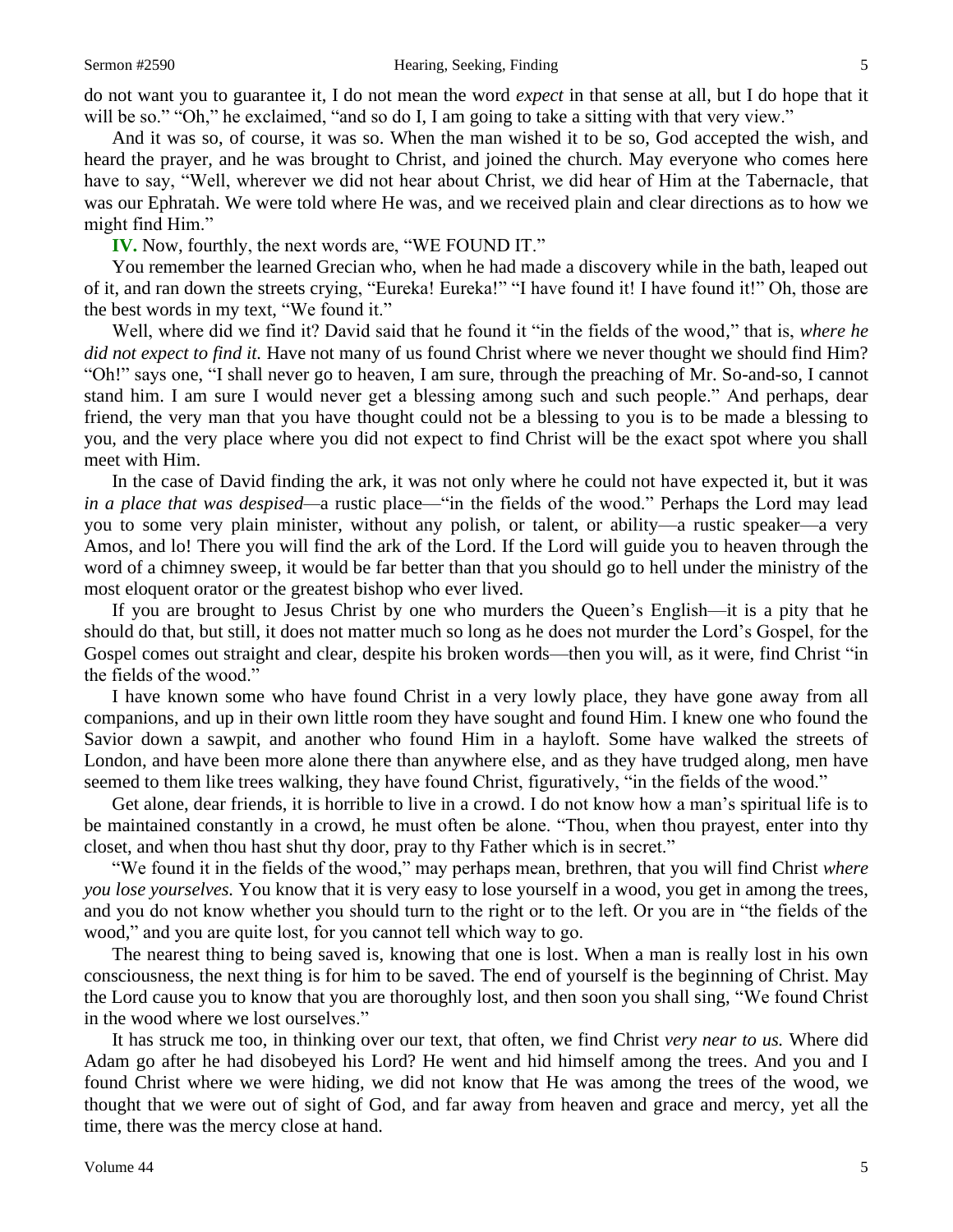do not want you to guarantee it, I do not mean the word *expect* in that sense at all, but I do hope that it will be so." "Oh," he exclaimed, "and so do I, I am going to take a sitting with that very view."

And it was so, of course, it was so. When the man wished it to be so, God accepted the wish, and heard the prayer, and he was brought to Christ, and joined the church. May everyone who comes here have to say, "Well, wherever we did not hear about Christ, we did hear of Him at the Tabernacle, that was our Ephratah. We were told where He was, and we received plain and clear directions as to how we might find Him."

**IV.** Now, fourthly, the next words are, "WE FOUND IT."

You remember the learned Grecian who, when he had made a discovery while in the bath, leaped out of it, and ran down the streets crying, "Eureka! Eureka!" "I have found it! I have found it!" Oh, those are the best words in my text, "We found it."

Well, where did we find it? David said that he found it "in the fields of the wood," that is, *where he did not expect to find it.* Have not many of us found Christ where we never thought we should find Him? "Oh!" says one, "I shall never go to heaven, I am sure, through the preaching of Mr. So-and-so, I cannot stand him. I am sure I would never get a blessing among such and such people." And perhaps, dear friend, the very man that you have thought could not be a blessing to you is to be made a blessing to you, and the very place where you did not expect to find Christ will be the exact spot where you shall meet with Him.

In the case of David finding the ark, it was not only where he could not have expected it, but it was *in a place that was despised*—a rustic place—"in the fields of the wood." Perhaps the Lord may lead you to some very plain minister, without any polish, or talent, or ability—a rustic speaker—a very Amos, and lo! There you will find the ark of the Lord. If the Lord will guide you to heaven through the word of a chimney sweep, it would be far better than that you should go to hell under the ministry of the most eloquent orator or the greatest bishop who ever lived.

If you are brought to Jesus Christ by one who murders the Queen's English—it is a pity that he should do that, but still, it does not matter much so long as he does not murder the Lord's Gospel, for the Gospel comes out straight and clear, despite his broken words—then you will, as it were, find Christ "in the fields of the wood."

I have known some who have found Christ in a very lowly place, they have gone away from all companions, and up in their own little room they have sought and found Him. I knew one who found the Savior down a sawpit, and another who found Him in a hayloft. Some have walked the streets of London, and have been more alone there than anywhere else, and as they have trudged along, men have seemed to them like trees walking, they have found Christ, figuratively, "in the fields of the wood."

Get alone, dear friends, it is horrible to live in a crowd. I do not know how a man's spiritual life is to be maintained constantly in a crowd, he must often be alone. "Thou, when thou prayest, enter into thy closet, and when thou hast shut thy door, pray to thy Father which is in secret."

"We found it in the fields of the wood," may perhaps mean, brethren, that you will find Christ *where you lose yourselves.* You know that it is very easy to lose yourself in a wood, you get in among the trees, and you do not know whether you should turn to the right or to the left. Or you are in "the fields of the wood," and you are quite lost, for you cannot tell which way to go.

The nearest thing to being saved is, knowing that one is lost. When a man is really lost in his own consciousness, the next thing is for him to be saved. The end of yourself is the beginning of Christ. May the Lord cause you to know that you are thoroughly lost, and then soon you shall sing, "We found Christ in the wood where we lost ourselves."

It has struck me too, in thinking over our text, that often, we find Christ *very near to us.* Where did Adam go after he had disobeyed his Lord? He went and hid himself among the trees. And you and I found Christ where we were hiding, we did not know that He was among the trees of the wood, we thought that we were out of sight of God, and far away from heaven and grace and mercy, yet all the time, there was the mercy close at hand.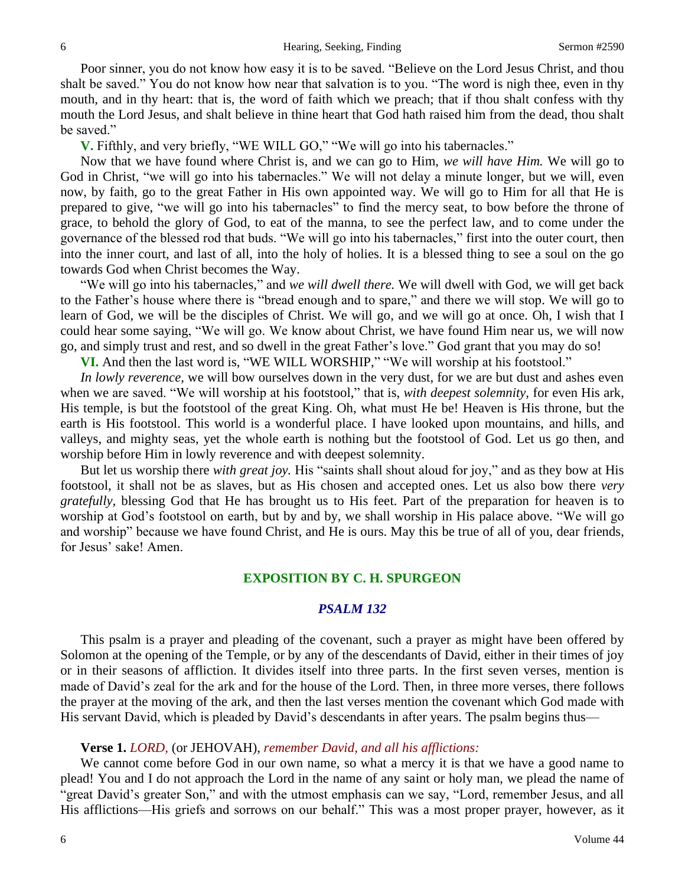Poor sinner, you do not know how easy it is to be saved. "Believe on the Lord Jesus Christ, and thou shalt be saved." You do not know how near that salvation is to you. "The word is nigh thee, even in thy mouth, and in thy heart: that is, the word of faith which we preach; that if thou shalt confess with thy mouth the Lord Jesus, and shalt believe in thine heart that God hath raised him from the dead, thou shalt be saved."

**V.** Fifthly, and very briefly, "WE WILL GO," "We will go into his tabernacles."

Now that we have found where Christ is, and we can go to Him, *we will have Him.* We will go to God in Christ, "we will go into his tabernacles." We will not delay a minute longer, but we will, even now, by faith, go to the great Father in His own appointed way. We will go to Him for all that He is prepared to give, "we will go into his tabernacles" to find the mercy seat, to bow before the throne of grace, to behold the glory of God, to eat of the manna, to see the perfect law, and to come under the governance of the blessed rod that buds. "We will go into his tabernacles," first into the outer court, then into the inner court, and last of all, into the holy of holies. It is a blessed thing to see a soul on the go towards God when Christ becomes the Way.

"We will go into his tabernacles," and *we will dwell there.* We will dwell with God, we will get back to the Father's house where there is "bread enough and to spare," and there we will stop. We will go to learn of God, we will be the disciples of Christ. We will go, and we will go at once. Oh, I wish that I could hear some saying, "We will go. We know about Christ, we have found Him near us, we will now go, and simply trust and rest, and so dwell in the great Father's love." God grant that you may do so!

**VI.** And then the last word is, "WE WILL WORSHIP," "We will worship at his footstool."

*In lowly reverence,* we will bow ourselves down in the very dust, for we are but dust and ashes even when we are saved. "We will worship at his footstool," that is, *with deepest solemnity,* for even His ark, His temple, is but the footstool of the great King. Oh, what must He be! Heaven is His throne, but the earth is His footstool. This world is a wonderful place. I have looked upon mountains, and hills, and valleys, and mighty seas, yet the whole earth is nothing but the footstool of God. Let us go then, and worship before Him in lowly reverence and with deepest solemnity.

But let us worship there *with great joy.* His "saints shall shout aloud for joy," and as they bow at His footstool, it shall not be as slaves, but as His chosen and accepted ones. Let us also bow there *very gratefully,* blessing God that He has brought us to His feet. Part of the preparation for heaven is to worship at God's footstool on earth, but by and by, we shall worship in His palace above. "We will go and worship" because we have found Christ, and He is ours. May this be true of all of you, dear friends, for Jesus' sake! Amen.

## EXPOSITION BY C. H. SPURGEON

### *PSALM 132*

This psalm is a prayer and pleading of the covenant, such a prayer as might have been offered by Solomon at the opening of the Temple, or by any of the descendants of David, either in their times of joy or in their seasons of affliction. It divides itself into three parts. In the first seven verses, mention is made of David's zeal for the ark and for the house of the Lord. Then, in three more verses, there follows the prayer at the moving of the ark, and then the last verses mention the covenant which God made with His servant David, which is pleaded by David's descendants in after years. The psalm begins thus—

**Verse 1.** *LORD,* (or JEHOVAH), *remember David, and all his afflictions:*

We cannot come before God in our own name, so what a mercy it is that we have a good name to plead! You and I do not approach the Lord in the name of any saint or holy man, we plead the name of "great David's greater Son," and with the utmost emphasis can we say, "Lord, remember Jesus, and all His afflictions—His griefs and sorrows on our behalf." This was a most proper prayer, however, as it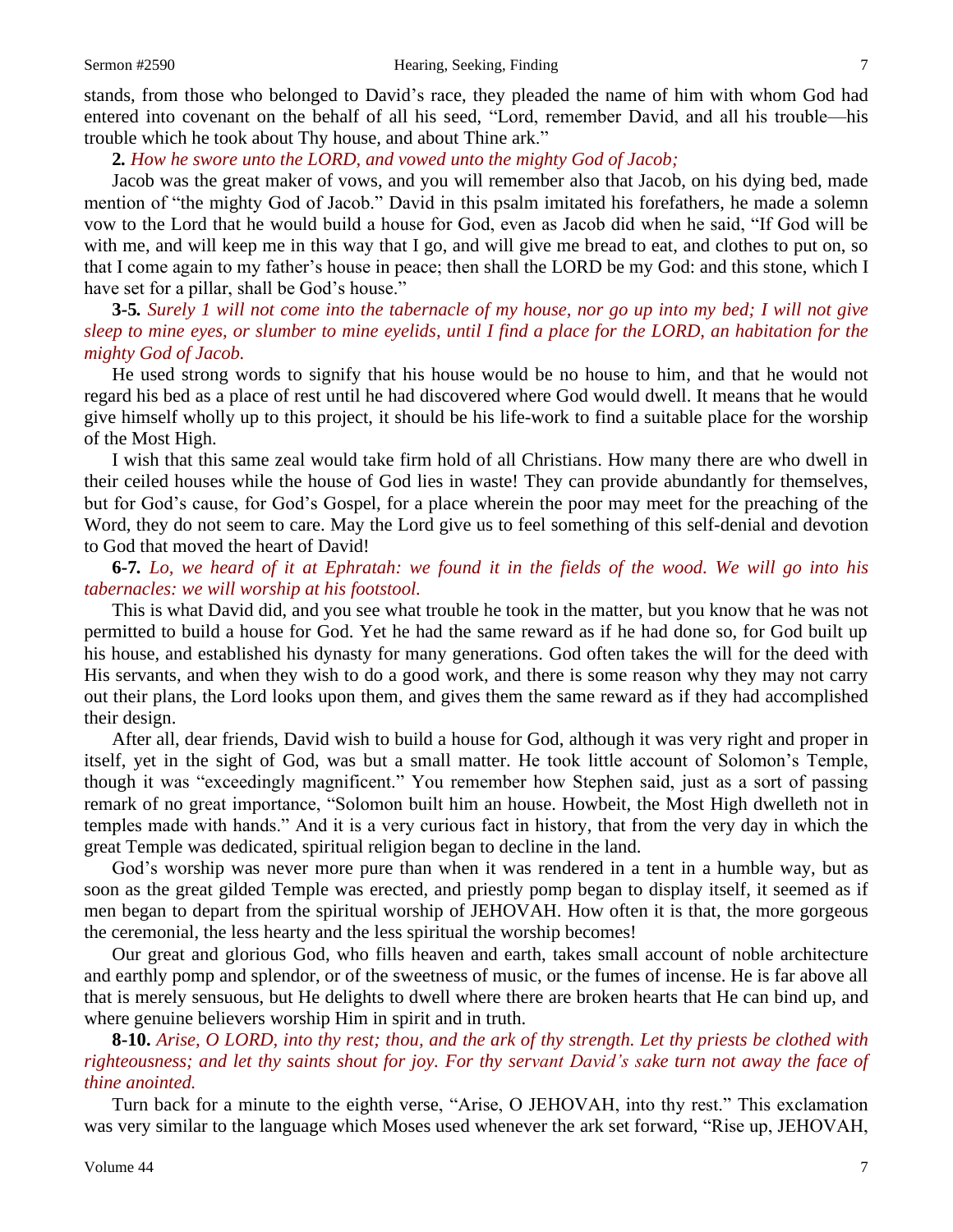stands, from those who belonged to David's race, they pleaded the name of him with whom God had entered into covenant on the behalf of all his seed, "Lord, remember David, and all his trouble—his trouble which he took about Thy house, and about Thine ark."

**2.** *How he swore unto the LORD, and vowed unto the mighty God of Jacob;*

Jacob was the great maker of vows, and you will remember also that Jacob, on his dying bed, made mention of "the mighty God of Jacob." David in this psalm imitated his forefathers, he made a solemn vow to the Lord that he would build a house for God, even as Jacob did when he said, "If God will be with me, and will keep me in this way that I go, and will give me bread to eat, and clothes to put on, so that I come again to my father's house in peace; then shall the LORD be my God: and this stone, which I have set for a pillar, shall be God's house."

**3-5.** *Surely 1 will not come into the tabernacle of my house, nor go up into my bed; I will not give sleep to mine eyes, or slumber to mine eyelids, until I find a place for the LORD, an habitation for the mighty God of Jacob.*

He used strong words to signify that his house would be no house to him, and that he would not regard his bed as a place of rest until he had discovered where God would dwell. It means that he would give himself wholly up to this project, it should be his life-work to find a suitable place for the worship of the Most High.

I wish that this same zeal would take firm hold of all Christians. How many there are who dwell in their ceiled houses while the house of God lies in waste! They can provide abundantly for themselves, but for God's cause, for God's Gospel, for a place wherein the poor may meet for the preaching of the Word, they do not seem to care. May the Lord give us to feel something of this self-denial and devotion to God that moved the heart of David!

**6-7.** *Lo, we heard of it at Ephratah: we found it in the fields of the wood. We will go into his tabernacles: we will worship at his footstool.*

This is what David did, and you see what trouble he took in the matter, but you know that he was not permitted to build a house for God. Yet he had the same reward as if he had done so, for God built up his house, and established his dynasty for many generations. God often takes the will for the deed with His servants, and when they wish to do a good work, and there is some reason why they may not carry out their plans, the Lord looks upon them, and gives them the same reward as if they had accomplished their design.

After all, dear friends, David wish to build a house for God, although it was very right and proper in itself, yet in the sight of God, was but a small matter. He took little account of Solomon's Temple, though it was "exceedingly magnificent." You remember how Stephen said, just as a sort of passing remark of no great importance, "Solomon built him an house. Howbeit, the Most High dwelleth not in temples made with hands." And it is a very curious fact in history, that from the very day in which the great Temple was dedicated, spiritual religion began to decline in the land.

God's worship was never more pure than when it was rendered in a tent in a humble way, but as soon as the great gilded Temple was erected, and priestly pomp began to display itself, it seemed as if men began to depart from the spiritual worship of JEHOVAH. How often it is that, the more gorgeous the ceremonial, the less hearty and the less spiritual the worship becomes!

Our great and glorious God, who fills heaven and earth, takes small account of noble architecture and earthly pomp and splendor, or of the sweetness of music, or the fumes of incense. He is far above all that is merely sensuous, but He delights to dwell where there are broken hearts that He can bind up, and where genuine believers worship Him in spirit and in truth.

**8-10.** *Arise, O LORD, into thy rest; thou, and the ark of thy strength. Let thy priests be clothed with righteousness; and let thy saints shout for joy. For thy servant David's sake turn not away the face of thine anointed.*

Turn back for a minute to the eighth verse, "Arise, O JEHOVAH, into thy rest." This exclamation was very similar to the language which Moses used whenever the ark set forward, "Rise up, JEHOVAH,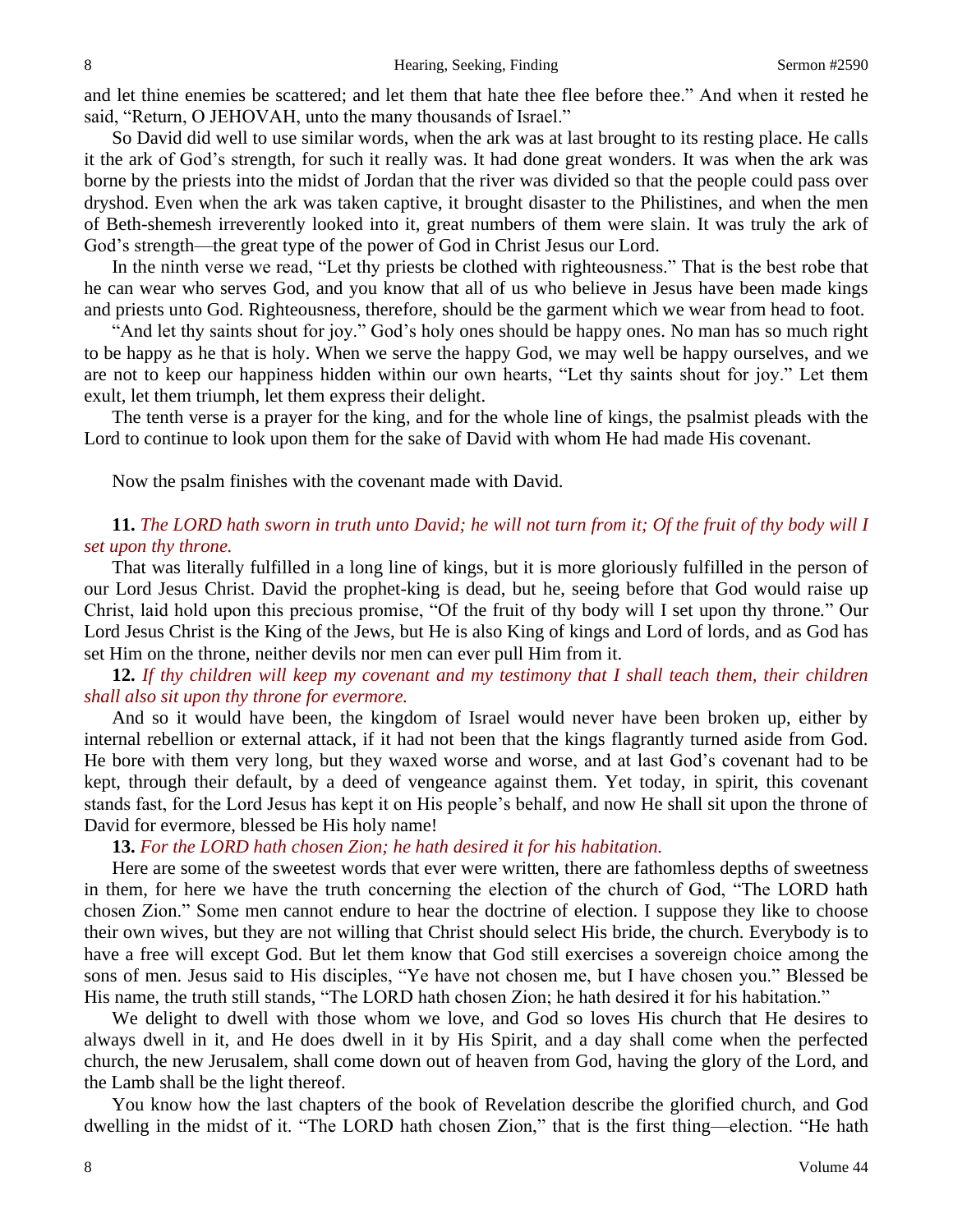and let thine enemies be scattered; and let them that hate thee flee before thee." And when it rested he said, "Return, O JEHOVAH, unto the many thousands of Israel."

So David did well to use similar words, when the ark was at last brought to its resting place. He calls it the ark of God's strength, for such it really was. It had done great wonders. It was when the ark was borne by the priests into the midst of Jordan that the river was divided so that the people could pass over dryshod. Even when the ark was taken captive, it brought disaster to the Philistines, and when the men of Beth-shemesh irreverently looked into it, great numbers of them were slain. It was truly the ark of God's strength—the great type of the power of God in Christ Jesus our Lord.

In the ninth verse we read, "Let thy priests be clothed with righteousness." That is the best robe that he can wear who serves God, and you know that all of us who believe in Jesus have been made kings and priests unto God. Righteousness, therefore, should be the garment which we wear from head to foot.

"And let thy saints shout for joy." God's holy ones should be happy ones. No man has so much right to be happy as he that is holy. When we serve the happy God, we may well be happy ourselves, and we are not to keep our happiness hidden within our own hearts, "Let thy saints shout for joy." Let them exult, let them triumph, let them express their delight.

The tenth verse is a prayer for the king, and for the whole line of kings, the psalmist pleads with the Lord to continue to look upon them for the sake of David with whom He had made His covenant.

Now the psalm finishes with the covenant made with David.

**11.** *The LORD hath sworn in truth unto David; he will not turn from it; Of the fruit of thy body will I set upon thy throne.*

That was literally fulfilled in a long line of kings, but it is more gloriously fulfilled in the person of our Lord Jesus Christ. David the prophet-king is dead, but he, seeing before that God would raise up Christ, laid hold upon this precious promise, "Of the fruit of thy body will I set upon thy throne." Our Lord Jesus Christ is the King of the Jews, but He is also King of kings and Lord of lords, and as God has set Him on the throne, neither devils nor men can ever pull Him from it.

**12.** *If thy children will keep my covenant and my testimony that I shall teach them, their children shall also sit upon thy throne for evermore.*

And so it would have been, the kingdom of Israel would never have been broken up, either by internal rebellion or external attack, if it had not been that the kings flagrantly turned aside from God. He bore with them very long, but they waxed worse and worse, and at last God's covenant had to be kept, through their default, by a deed of vengeance against them. Yet today, in spirit, this covenant stands fast, for the Lord Jesus has kept it on His people's behalf, and now He shall sit upon the throne of David for evermore, blessed be His holy name!

**13.** *For the LORD hath chosen Zion; he hath desired it for his habitation.*

Here are some of the sweetest words that ever were written, there are fathomless depths of sweetness in them, for here we have the truth concerning the election of the church of God, "The LORD hath chosen Zion." Some men cannot endure to hear the doctrine of election. I suppose they like to choose their own wives, but they are not willing that Christ should select His bride, the church. Everybody is to have a free will except God. But let them know that God still exercises a sovereign choice among the sons of men. Jesus said to His disciples, "Ye have not chosen me, but I have chosen you." Blessed be His name, the truth still stands, "The LORD hath chosen Zion; he hath desired it for his habitation."

We delight to dwell with those whom we love, and God so loves His church that He desires to always dwell in it, and He does dwell in it by His Spirit, and a day shall come when the perfected church, the new Jerusalem, shall come down out of heaven from God, having the glory of the Lord, and the Lamb shall be the light thereof.

You know how the last chapters of the book of Revelation describe the glorified church, and God dwelling in the midst of it. "The LORD hath chosen Zion," that is the first thing—election. "He hath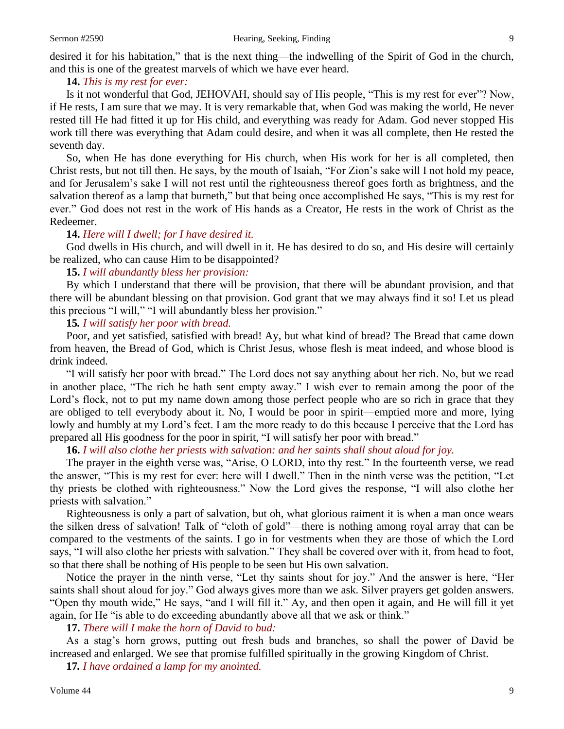desired it for his habitation," that is the next thing—the indwelling of the Spirit of God in the church, and this is one of the greatest marvels of which we have ever heard.

**14.** *This is my rest for ever:*

Is it not wonderful that God, JEHOVAH, should say of His people, "This is my rest for ever"? Now, if He rests, I am sure that we may. It is very remarkable that, when God was making the world, He never rested till He had fitted it up for His child, and everything was ready for Adam. God never stopped His work till there was everything that Adam could desire, and when it was all complete, then He rested the seventh day.

So, when He has done everything for His church, when His work for her is all completed, then Christ rests, but not till then. He says, by the mouth of Isaiah, "For Zion's sake will I not hold my peace, and for Jerusalem's sake I will not rest until the righteousness thereof goes forth as brightness, and the salvation thereof as a lamp that burneth," but that being once accomplished He says, "This is my rest for ever." God does not rest in the work of His hands as a Creator, He rests in the work of Christ as the Redeemer.

**14.** *Here will I dwell; for I have desired it.*

God dwells in His church, and will dwell in it. He has desired to do so, and His desire will certainly be realized, who can cause Him to be disappointed?

**15.** *I will abundantly bless her provision:*

By which I understand that there will be provision, that there will be abundant provision, and that there will be abundant blessing on that provision. God grant that we may always find it so! Let us plead this precious "I will," "I will abundantly bless her provision."

**15.** *I will satisfy her poor with bread.*

Poor, and yet satisfied, satisfied with bread! Ay, but what kind of bread? The Bread that came down from heaven, the Bread of God, which is Christ Jesus, whose flesh is meat indeed, and whose blood is drink indeed.

"I will satisfy her poor with bread." The Lord does not say anything about her rich. No, but we read in another place, "The rich he hath sent empty away." I wish ever to remain among the poor of the Lord's flock, not to put my name down among those perfect people who are so rich in grace that they are obliged to tell everybody about it. No, I would be poor in spirit—emptied more and more, lying lowly and humbly at my Lord's feet. I am the more ready to do this because I perceive that the Lord has prepared all His goodness for the poor in spirit, "I will satisfy her poor with bread."

**16.** *I will also clothe her priests with salvation: and her saints shall shout aloud for joy.*

The prayer in the eighth verse was, "Arise, O LORD, into thy rest." In the fourteenth verse, we read the answer, "This is my rest for ever: here will I dwell." Then in the ninth verse was the petition, "Let thy priests be clothed with righteousness." Now the Lord gives the response, "I will also clothe her priests with salvation."

Righteousness is only a part of salvation, but oh, what glorious raiment it is when a man once wears the silken dress of salvation! Talk of "cloth of gold"—there is nothing among royal array that can be compared to the vestments of the saints. I go in for vestments when they are those of which the Lord says, "I will also clothe her priests with salvation." They shall be covered over with it, from head to foot, so that there shall be nothing of His people to be seen but His own salvation.

Notice the prayer in the ninth verse, "Let thy saints shout for joy." And the answer is here, "Her saints shall shout aloud for joy." God always gives more than we ask. Silver prayers get golden answers. "Open thy mouth wide," He says, "and I will fill it." Ay, and then open it again, and He will fill it yet again, for He "is able to do exceeding abundantly above all that we ask or think."

**17.** *There will I make the horn of David to bud:*

As a stag's horn grows, putting out fresh buds and branches, so shall the power of David be increased and enlarged. We see that promise fulfilled spiritually in the growing Kingdom of Christ.

**17.** *I have ordained a lamp for my anointed.*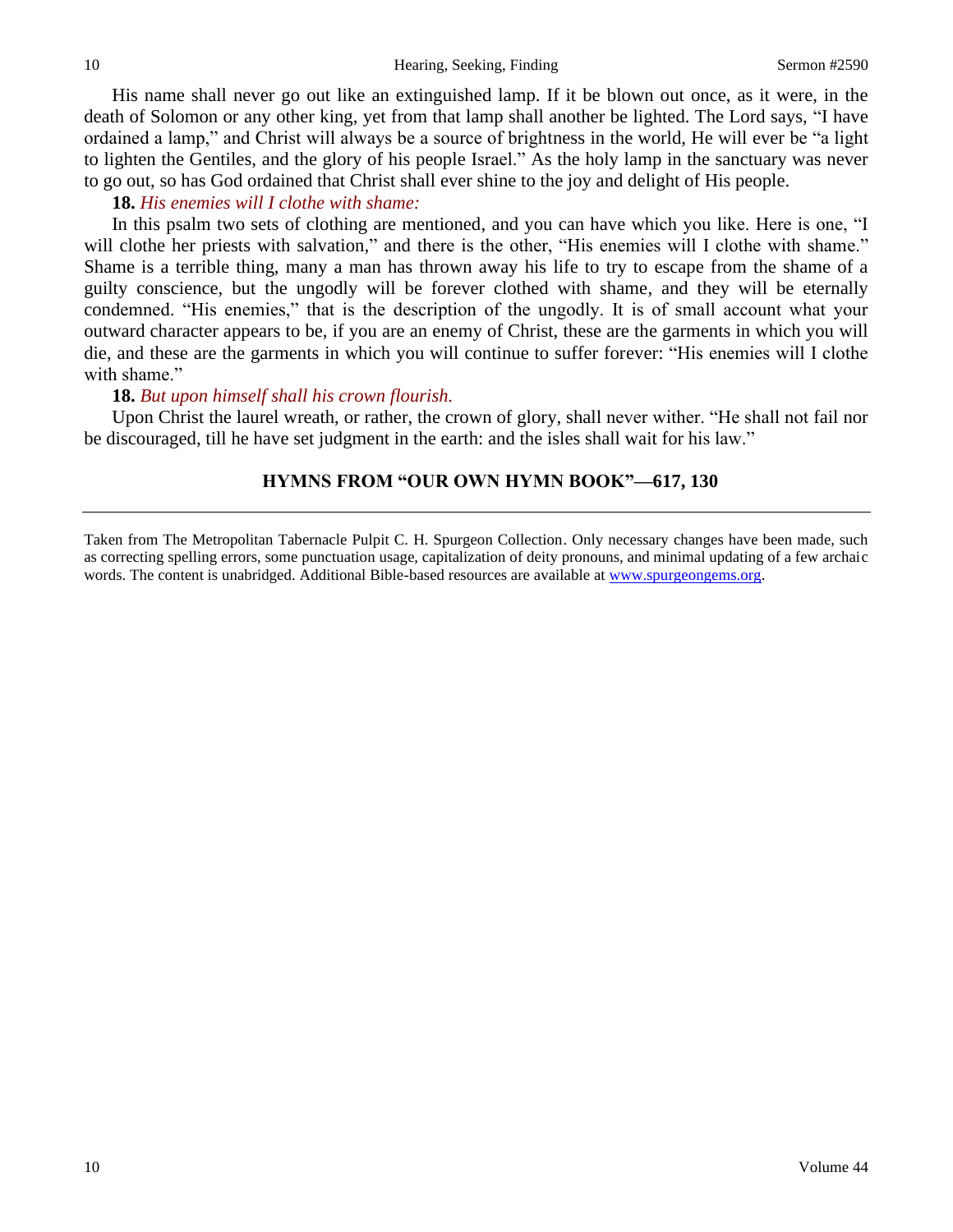His name shall never go out like an extinguished lamp. If it be blown out once, as it were, in the death of Solomon or any other king, yet from that lamp shall another be lighted. The Lord says, "I have ordained a lamp," and Christ will always be a source of brightness in the world, He will ever be "a light to lighten the Gentiles, and the glory of his people Israel." As the holy lamp in the sanctuary was never to go out, so has God ordained that Christ shall ever shine to the joy and delight of His people.

**18.** *His enemies will I clothe with shame:*

In this psalm two sets of clothing are mentioned, and you can have which you like. Here is one, "I will clothe her priests with salvation," and there is the other, "His enemies will I clothe with shame." Shame is a terrible thing, many a man has thrown away his life to try to escape from the shame of a guilty conscience, but the ungodly will be forever clothed with shame, and they will be eternally condemned. "His enemies," that is the description of the ungodly. It is of small account what your outward character appears to be, if you are an enemy of Christ, these are the garments in which you will die, and these are the garments in which you will continue to suffer forever: "His enemies will I clothe with shame."

**18.** *But upon himself shall his crown flourish.*

Upon Christ the laurel wreath, or rather, the crown of glory, shall never wither. "He shall not fail nor be discouraged, till he have set judgment in the earth: and the isles shall wait for his law."

**HYMNS FROM "OUR OWN HYMN BOOK"—617, 130**

---

Taken from The Metropolitan Tabernacle Pulpit C. H. Spurgeon Collection. Only necessary changes have been made, such as correcting spelling errors, some punctuation usage, capitalization of deity pronouns, and minimal updating of a few archaic words. The content is unabridged. Additional Bible-based resources are available at www.spurgeongems.org.